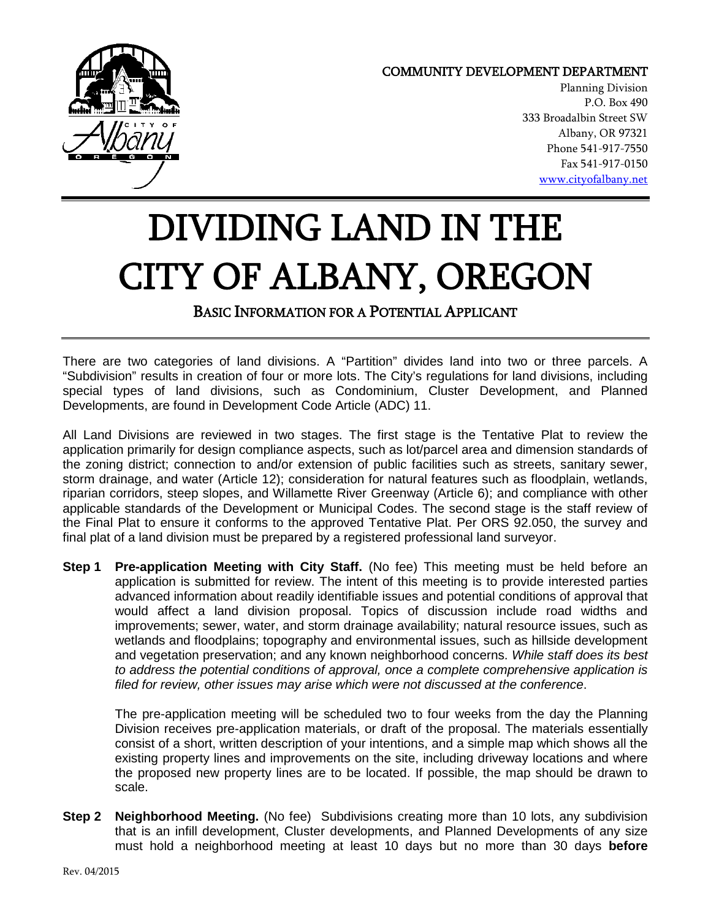COMMUNITY DEVELOPMENT DEPARTMENT

Planning Division
P.O. Box 490
333 Broadalbin Street SW
Albany, OR 97321
Phone 541-917-7550
Fax 541-917-0150
www.cityofalbany.net

# DIVIDING LAND IN THE CITY OF ALBANY, OREGON

## BASIC INFORMATION FOR A POTENTIAL APPLICANT

There are two categories of land divisions. A "Partition" divides land into two or three parcels. A "Subdivision" results in creation of four or more lots. The City's regulations for land divisions, including special types of land divisions, such as Condominium, Cluster Development, and Planned Developments, are found in Development Code Article (ADC) 11.

All Land Divisions are reviewed in two stages. The first stage is the Tentative Plat to review the application primarily for design compliance aspects, such as lot/parcel area and dimension standards of the zoning district; connection to and/or extension of public facilities such as streets, sanitary sewer, storm drainage, and water (Article 12); consideration for natural features such as floodplain, wetlands, riparian corridors, steep slopes, and Willamette River Greenway (Article 6); and compliance with other applicable standards of the Development or Municipal Codes. The second stage is the staff review of the Final Plat to ensure it conforms to the approved Tentative Plat. Per ORS 92.050, the survey and final plat of a land division must be prepared by a registered professional land surveyor.

**Step 1 Pre-application Meeting with City Staff.** (No fee) This meeting must be held before an application is submitted for review. The intent of this meeting is to provide interested parties advanced information about readily identifiable issues and potential conditions of approval that would affect a land division proposal. Topics of discussion include road widths and improvements; sewer, water, and storm drainage availability; natural resource issues, such as wetlands and floodplains; topography and environmental issues, such as hillside development and vegetation preservation; and any known neighborhood concerns. *While staff does its best to address the potential conditions of approval, once a complete comprehensive application is filed for review, other issues may arise which were not discussed at the conference*.

The pre-application meeting will be scheduled two to four weeks from the day the Planning Division receives pre-application materials, or draft of the proposal. The materials essentially consist of a short, written description of your intentions, and a simple map which shows all the existing property lines and improvements on the site, including driveway locations and where the proposed new property lines are to be located. If possible, the map should be drawn to scale.

**Step 2 Neighborhood Meeting.** (No fee) Subdivisions creating more than 10 lots, any subdivision that is an infill development, Cluster developments, and Planned Developments of any size must hold a neighborhood meeting at least 10 days but no more than 30 days **before**

Rev. 04/2015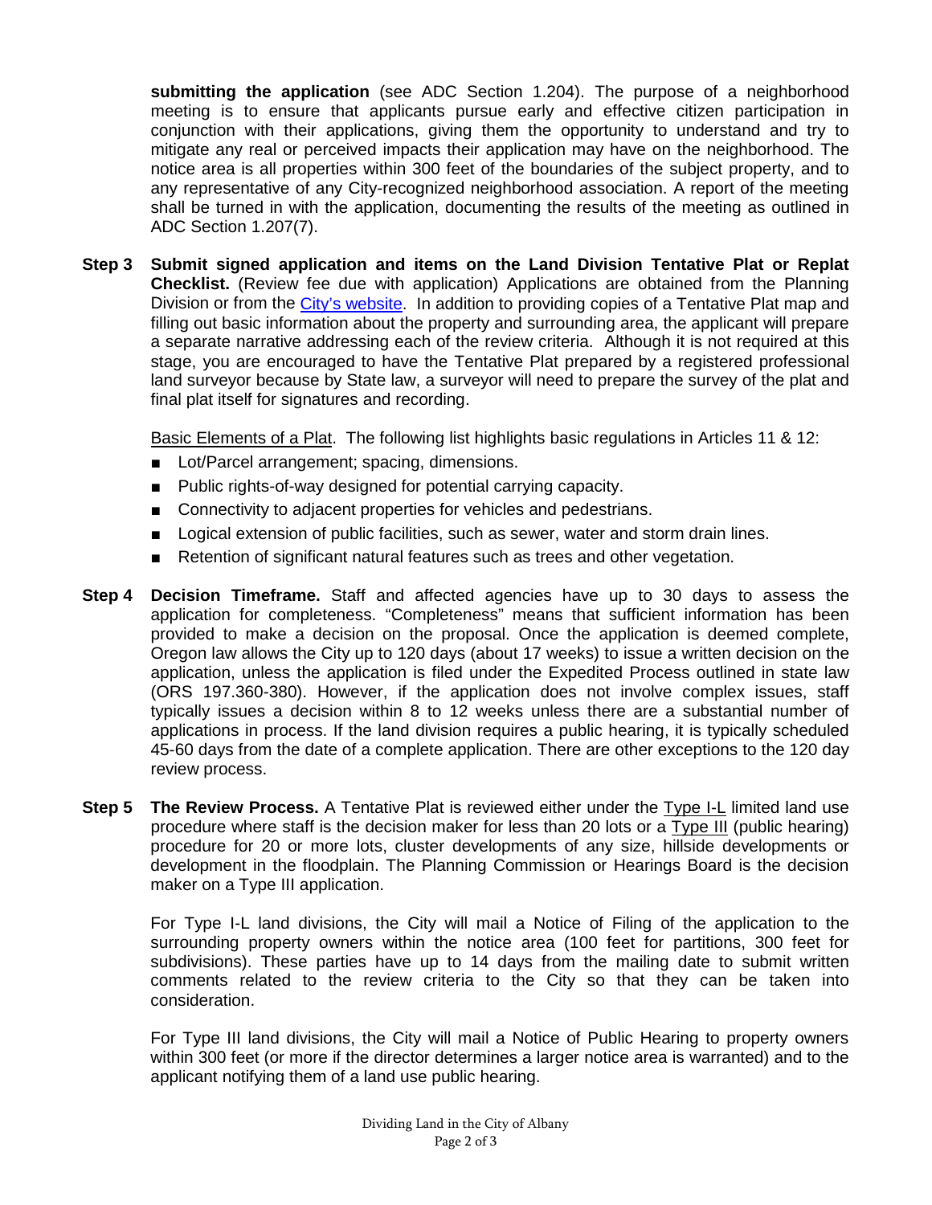**submitting the application** (see ADC Section 1.204). The purpose of a neighborhood meeting is to ensure that applicants pursue early and effective citizen participation in conjunction with their applications, giving them the opportunity to understand and try to mitigate any real or perceived impacts their application may have on the neighborhood. The notice area is all properties within 300 feet of the boundaries of the subject property, and to any representative of any City-recognized neighborhood association. A report of the meeting shall be turned in with the application, documenting the results of the meeting as outlined in ADC Section 1.207(7).

**Step 3** **Submit signed application and items on the Land Division Tentative Plat or Replat Checklist.** (Review fee due with application) Applications are obtained from the Planning Division or from the [City's website](). In addition to providing copies of a Tentative Plat map and filling out basic information about the property and surrounding area, the applicant will prepare a separate narrative addressing each of the review criteria. Although it is not required at this stage, you are encouraged to have the Tentative Plat prepared by a registered professional land surveyor because by State law, a surveyor will need to prepare the survey of the plat and final plat itself for signatures and recording.

Basic Elements of a Plat. The following list highlights basic regulations in Articles 11 & 12:

- Lot/Parcel arrangement; spacing, dimensions.
- Public rights-of-way designed for potential carrying capacity.
- Connectivity to adjacent properties for vehicles and pedestrians.
- Logical extension of public facilities, such as sewer, water and storm drain lines.
- Retention of significant natural features such as trees and other vegetation.

**Step 4** **Decision Timeframe.** Staff and affected agencies have up to 30 days to assess the application for completeness. "Completeness" means that sufficient information has been provided to make a decision on the proposal. Once the application is deemed complete, Oregon law allows the City up to 120 days (about 17 weeks) to issue a written decision on the application, unless the application is filed under the Expedited Process outlined in state law (ORS 197.360-380). However, if the application does not involve complex issues, staff typically issues a decision within 8 to 12 weeks unless there are a substantial number of applications in process. If the land division requires a public hearing, it is typically scheduled 45-60 days from the date of a complete application. There are other exceptions to the 120 day review process.

**Step 5** **The Review Process.** A Tentative Plat is reviewed either under the Type I-L limited land use procedure where staff is the decision maker for less than 20 lots or a Type III (public hearing) procedure for 20 or more lots, cluster developments of any size, hillside developments or development in the floodplain. The Planning Commission or Hearings Board is the decision maker on a Type III application.

For Type I-L land divisions, the City will mail a Notice of Filing of the application to the surrounding property owners within the notice area (100 feet for partitions, 300 feet for subdivisions). These parties have up to 14 days from the mailing date to submit written comments related to the review criteria to the City so that they can be taken into consideration.

For Type III land divisions, the City will mail a Notice of Public Hearing to property owners within 300 feet (or more if the director determines a larger notice area is warranted) and to the applicant notifying them of a land use public hearing.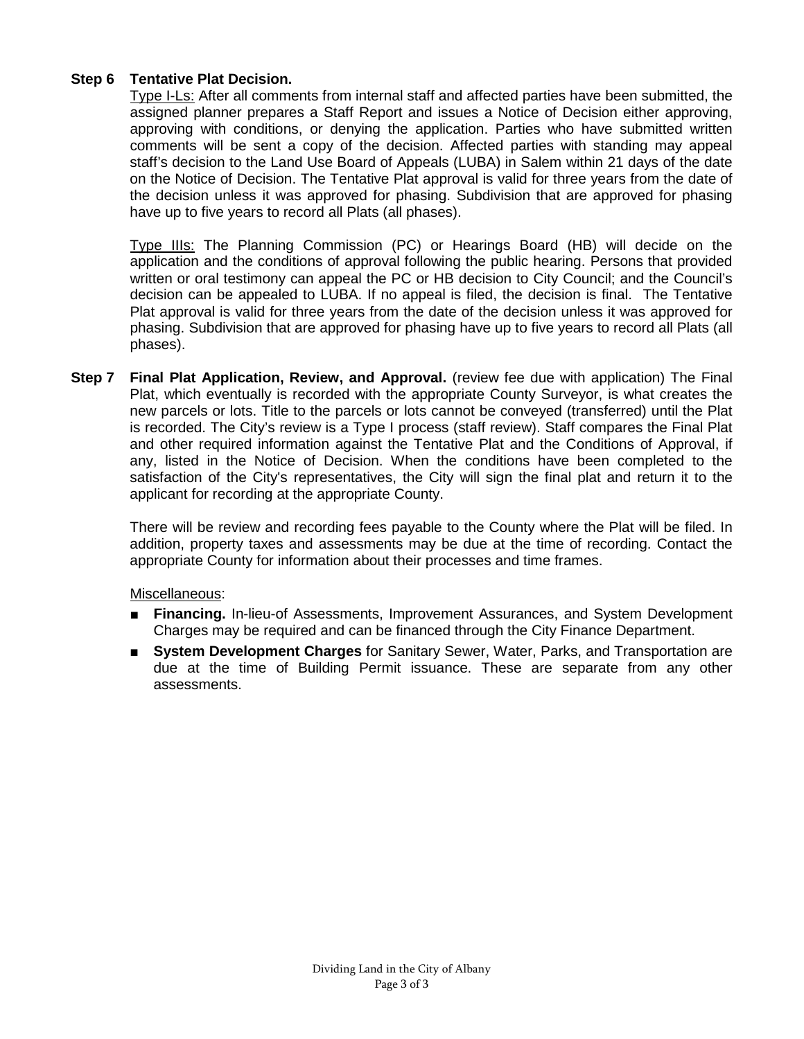**Step 6 Tentative Plat Decision.**

Type I-Ls: After all comments from internal staff and affected parties have been submitted, the assigned planner prepares a Staff Report and issues a Notice of Decision either approving, approving with conditions, or denying the application. Parties who have submitted written comments will be sent a copy of the decision. Affected parties with standing may appeal staff's decision to the Land Use Board of Appeals (LUBA) in Salem within 21 days of the date on the Notice of Decision. The Tentative Plat approval is valid for three years from the date of the decision unless it was approved for phasing. Subdivision that are approved for phasing have up to five years to record all Plats (all phases).

Type IIIs: The Planning Commission (PC) or Hearings Board (HB) will decide on the application and the conditions of approval following the public hearing. Persons that provided written or oral testimony can appeal the PC or HB decision to City Council; and the Council's decision can be appealed to LUBA. If no appeal is filed, the decision is final. The Tentative Plat approval is valid for three years from the date of the decision unless it was approved for phasing. Subdivision that are approved for phasing have up to five years to record all Plats (all phases).

**Step 7 Final Plat Application, Review, and Approval.** (review fee due with application) The Final Plat, which eventually is recorded with the appropriate County Surveyor, is what creates the new parcels or lots. Title to the parcels or lots cannot be conveyed (transferred) until the Plat is recorded. The City's review is a Type I process (staff review). Staff compares the Final Plat and other required information against the Tentative Plat and the Conditions of Approval, if any, listed in the Notice of Decision. When the conditions have been completed to the satisfaction of the City's representatives, the City will sign the final plat and return it to the applicant for recording at the appropriate County.

There will be review and recording fees payable to the County where the Plat will be filed. In addition, property taxes and assessments may be due at the time of recording. Contact the appropriate County for information about their processes and time frames.

Miscellaneous:

- **Financing.** In-lieu-of Assessments, Improvement Assurances, and System Development Charges may be required and can be financed through the City Finance Department.
- **System Development Charges** for Sanitary Sewer, Water, Parks, and Transportation are due at the time of Building Permit issuance. These are separate from any other assessments.